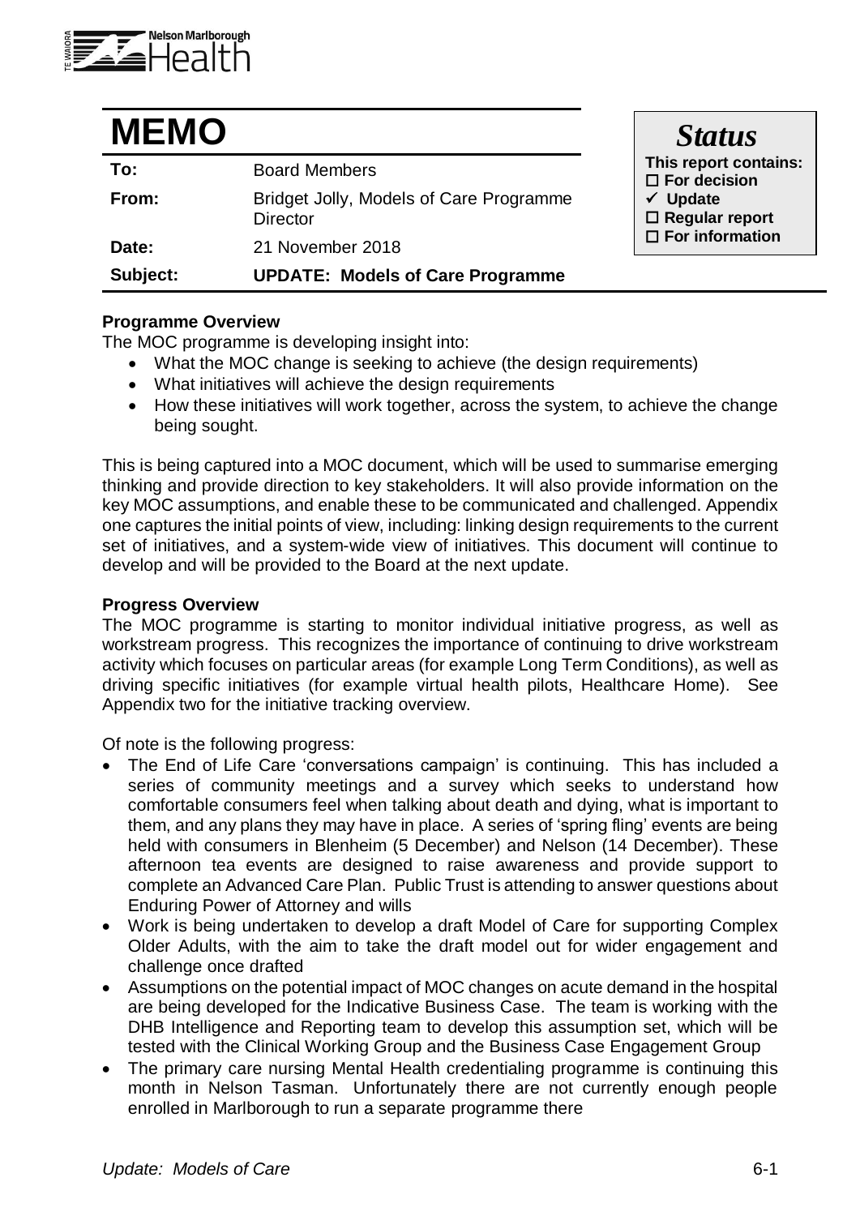# MEMO

| | |
|---|---|
| **To:** | Board Members |
| **From:** | Bridget Jolly, Models of Care Programme Director |
| **Date:** | 21 November 2018 |
| **Subject:** | **UPDATE: Models of Care Programme** |

***Status***

**This report contains:**
- ☐ **For decision**
- ✓ **Update**
- ☐ **Regular report**
- ☐ **For information**

**Programme Overview**

The MOC programme is developing insight into:

- What the MOC change is seeking to achieve (the design requirements)
- What initiatives will achieve the design requirements
- How these initiatives will work together, across the system, to achieve the change being sought.

This is being captured into a MOC document, which will be used to summarise emerging thinking and provide direction to key stakeholders. It will also provide information on the key MOC assumptions, and enable these to be communicated and challenged. Appendix one captures the initial points of view, including: linking design requirements to the current set of initiatives, and a system-wide view of initiatives. This document will continue to develop and will be provided to the Board at the next update.

**Progress Overview**

The MOC programme is starting to monitor individual initiative progress, as well as workstream progress. This recognizes the importance of continuing to drive workstream activity which focuses on particular areas (for example Long Term Conditions), as well as driving specific initiatives (for example virtual health pilots, Healthcare Home). See Appendix two for the initiative tracking overview.

Of note is the following progress:

- The End of Life Care 'conversations campaign' is continuing. This has included a series of community meetings and a survey which seeks to understand how comfortable consumers feel when talking about death and dying, what is important to them, and any plans they may have in place. A series of 'spring fling' events are being held with consumers in Blenheim (5 December) and Nelson (14 December). These afternoon tea events are designed to raise awareness and provide support to complete an Advanced Care Plan. Public Trust is attending to answer questions about Enduring Power of Attorney and wills
- Work is being undertaken to develop a draft Model of Care for supporting Complex Older Adults, with the aim to take the draft model out for wider engagement and challenge once drafted
- Assumptions on the potential impact of MOC changes on acute demand in the hospital are being developed for the Indicative Business Case. The team is working with the DHB Intelligence and Reporting team to develop this assumption set, which will be tested with the Clinical Working Group and the Business Case Engagement Group
- The primary care nursing Mental Health credentialing programme is continuing this month in Nelson Tasman. Unfortunately there are not currently enough people enrolled in Marlborough to run a separate programme there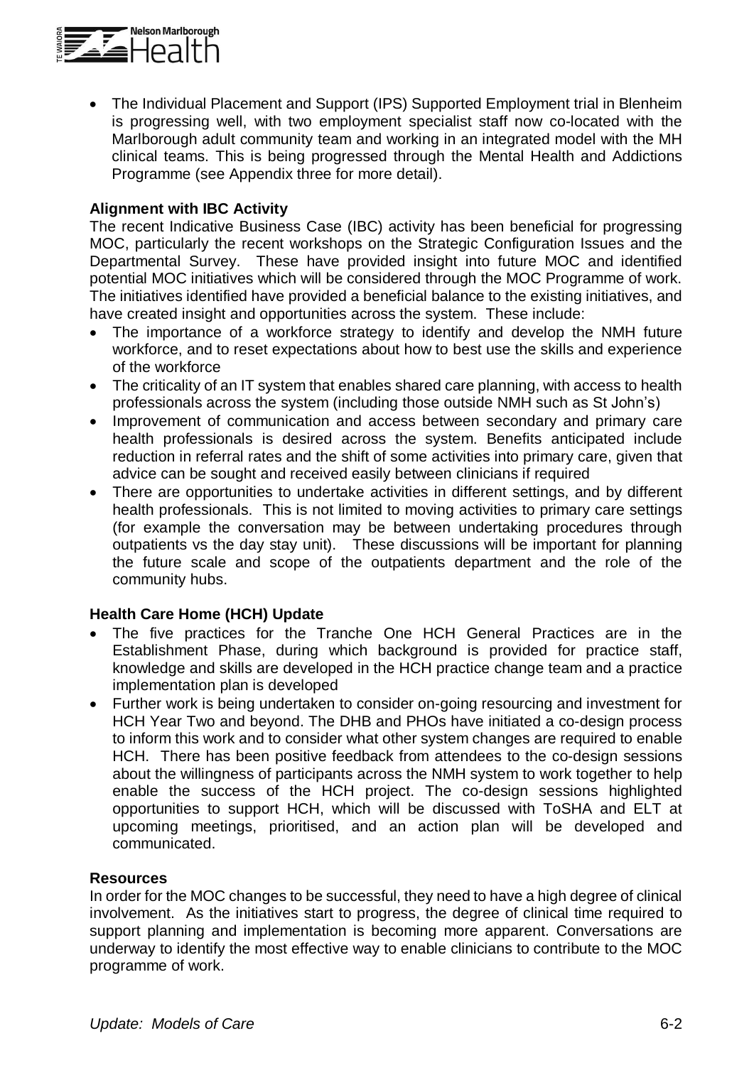- The Individual Placement and Support (IPS) Supported Employment trial in Blenheim is progressing well, with two employment specialist staff now co-located with the Marlborough adult community team and working in an integrated model with the MH clinical teams. This is being progressed through the Mental Health and Addictions Programme (see Appendix three for more detail).

**Alignment with IBC Activity**

The recent Indicative Business Case (IBC) activity has been beneficial for progressing MOC, particularly the recent workshops on the Strategic Configuration Issues and the Departmental Survey. These have provided insight into future MOC and identified potential MOC initiatives which will be considered through the MOC Programme of work. The initiatives identified have provided a beneficial balance to the existing initiatives, and have created insight and opportunities across the system. These include:

- The importance of a workforce strategy to identify and develop the NMH future workforce, and to reset expectations about how to best use the skills and experience of the workforce
- The criticality of an IT system that enables shared care planning, with access to health professionals across the system (including those outside NMH such as St John's)
- Improvement of communication and access between secondary and primary care health professionals is desired across the system. Benefits anticipated include reduction in referral rates and the shift of some activities into primary care, given that advice can be sought and received easily between clinicians if required
- There are opportunities to undertake activities in different settings, and by different health professionals. This is not limited to moving activities to primary care settings (for example the conversation may be between undertaking procedures through outpatients vs the day stay unit). These discussions will be important for planning the future scale and scope of the outpatients department and the role of the community hubs.

**Health Care Home (HCH) Update**

- The five practices for the Tranche One HCH General Practices are in the Establishment Phase, during which background is provided for practice staff, knowledge and skills are developed in the HCH practice change team and a practice implementation plan is developed
- Further work is being undertaken to consider on-going resourcing and investment for HCH Year Two and beyond. The DHB and PHOs have initiated a co-design process to inform this work and to consider what other system changes are required to enable HCH. There has been positive feedback from attendees to the co-design sessions about the willingness of participants across the NMH system to work together to help enable the success of the HCH project. The co-design sessions highlighted opportunities to support HCH, which will be discussed with ToSHA and ELT at upcoming meetings, prioritised, and an action plan will be developed and communicated.

**Resources**

In order for the MOC changes to be successful, they need to have a high degree of clinical involvement. As the initiatives start to progress, the degree of clinical time required to support planning and implementation is becoming more apparent. Conversations are underway to identify the most effective way to enable clinicians to contribute to the MOC programme of work.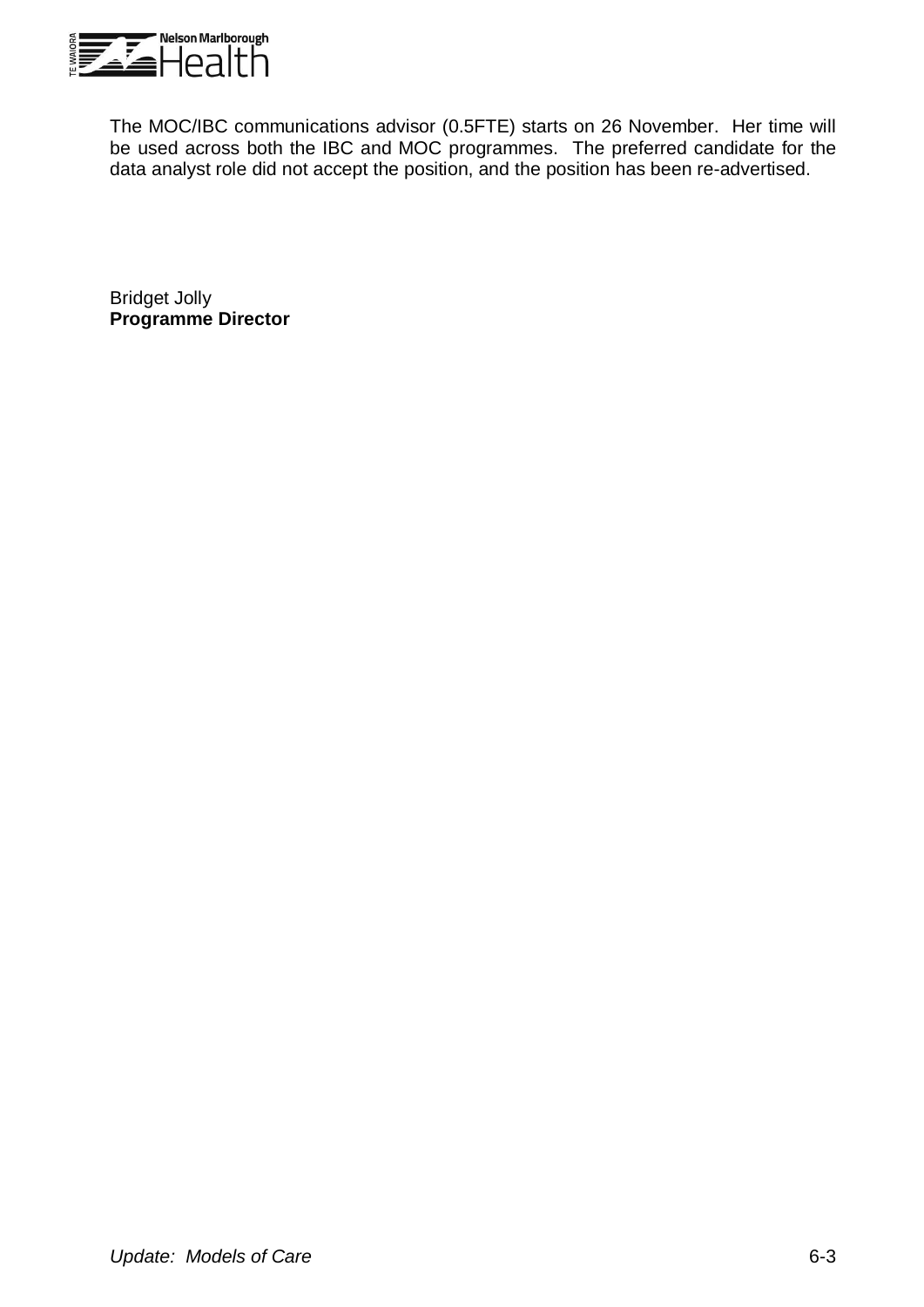The MOC/IBC communications advisor (0.5FTE) starts on 26 November.  Her time will be used across both the IBC and MOC programmes.  The preferred candidate for the data analyst role did not accept the position, and the position has been re-advertised.

Bridget Jolly
**Programme Director**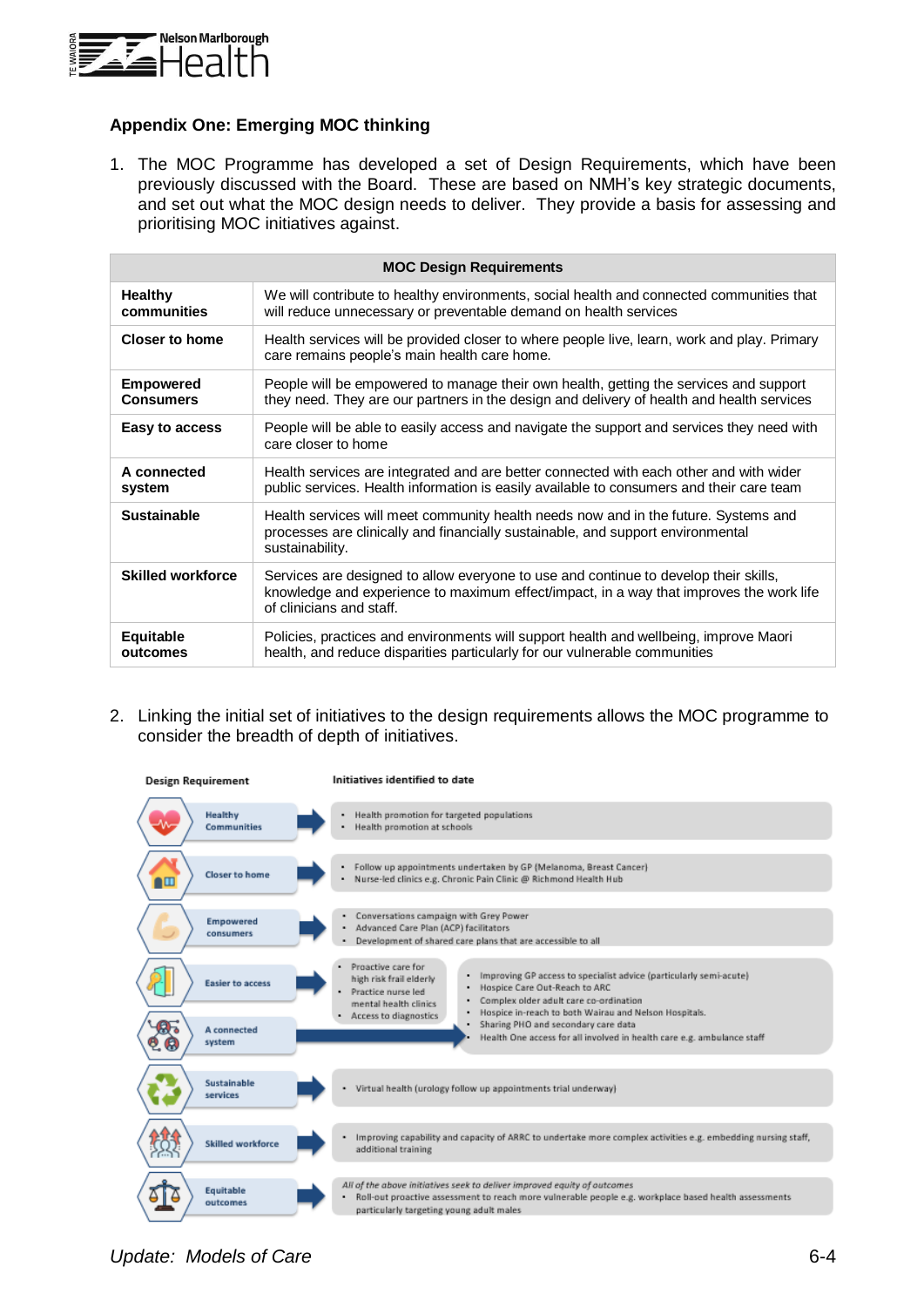## Appendix One: Emerging MOC thinking

1. The MOC Programme has developed a set of Design Requirements, which have been previously discussed with the Board. These are based on NMH's key strategic documents, and set out what the MOC design needs to deliver. They provide a basis for assessing and prioritising MOC initiatives against.

| MOC Design Requirements | |
|---|---|
| **Healthy communities** | We will contribute to healthy environments, social health and connected communities that will reduce unnecessary or preventable demand on health services |
| **Closer to home** | Health services will be provided closer to where people live, learn, work and play. Primary care remains people's main health care home. |
| **Empowered Consumers** | People will be empowered to manage their own health, getting the services and support they need. They are our partners in the design and delivery of health and health services |
| **Easy to access** | People will be able to easily access and navigate the support and services they need with care closer to home |
| **A connected system** | Health services are integrated and are better connected with each other and with wider public services. Health information is easily available to consumers and their care team |
| **Sustainable** | Health services will meet community health needs now and in the future. Systems and processes are clinically and financially sustainable, and support environmental sustainability. |
| **Skilled workforce** | Services are designed to allow everyone to use and continue to develop their skills, knowledge and experience to maximum effect/impact, in a way that improves the work life of clinicians and staff. |
| **Equitable outcomes** | Policies, practices and environments will support health and wellbeing, improve Maori health, and reduce disparities particularly for our vulnerable communities |

2. Linking the initial set of initiatives to the design requirements allows the MOC programme to consider the breadth of depth of initiatives.

| Design Requirement | Initiatives identified to date |
|---|---|
| Healthy Communities | • Health promotion for targeted populations<br>• Health promotion at schools |
| Closer to home | • Follow up appointments undertaken by GP (Melanoma, Breast Cancer)<br>• Nurse-led clinics e.g. Chronic Pain Clinic @ Richmond Health Hub |
| Empowered consumers | • Conversations campaign with Grey Power<br>• Advanced Care Plan (ACP) facilitators<br>• Development of shared care plans that are accessible to all |
| Easier to access | • Proactive care for high risk frail elderly<br>• Practice nurse led mental health clinics<br>• Access to diagnostics |
| Easier to access / A connected system | • Improving GP access to specialist advice (particularly semi-acute)<br>• Hospice Care Out-Reach to ARC<br>• Complex older adult care co-ordination<br>• Hospice in-reach to both Wairau and Nelson Hospitals.<br>• Sharing PHO and secondary care data<br>• Health One access for all involved in health care e.g. ambulance staff |
| Sustainable services | • Virtual health (urology follow up appointments trial underway) |
| Skilled workforce | • Improving capability and capacity of ARRC to undertake more complex activities e.g. embedding nursing staff, additional training |
| Equitable outcomes | *All of the above initiatives seek to deliver improved equity of outcomes*<br>• Roll-out proactive assessment to reach more vulnerable people e.g. workplace based health assessments particularly targeting young adult males |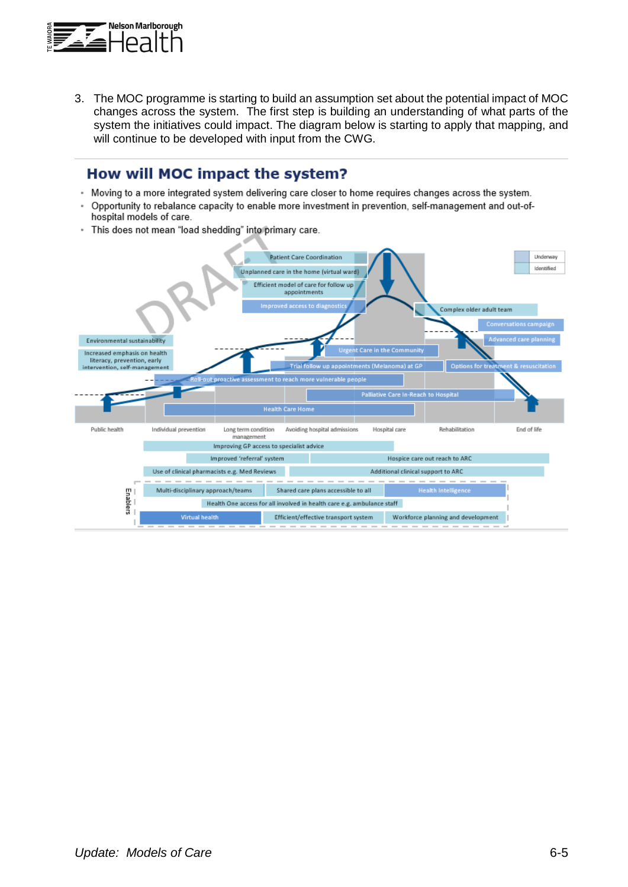3. The MOC programme is starting to build an assumption set about the potential impact of MOC changes across the system. The first step is building an understanding of what parts of the system the initiatives could impact. The diagram below is starting to apply that mapping, and will continue to be developed with input from the CWG.

## How will MOC impact the system?

- Moving to a more integrated system delivering care closer to home requires changes across the system.
- Opportunity to rebalance capacity to enable more investment in prevention, self-management and out-of-hospital models of care.
- This does not mean "load shedding" into primary care.

DRAFT

Underway
Identified

Patient Care Coordination
Unplanned care in the home (virtual ward)
Efficient model of care for follow up appointments
Improved access to diagnostics
Complex older adult team
Conversations campaign
Advanced care planning
Environmental sustainability
Increased emphasis on health literacy, prevention, early intervention, self-management
Urgent Care in the Community
Trial follow up appointments (Melanoma) at GP
Options for treatment & resuscitation
Roll-out proactive assessment to reach more vulnerable people
Palliative Care In-Reach to Hospital
Health Care Home

Public health | Individual prevention | Long term condition management | Avoiding hospital admissions | Hospital care | Rehabilitation | End of life

Improving GP access to specialist advice
Improved 'referral' system
Hospice care out reach to ARC
Use of clinical pharmacists e.g. Med Reviews
Additional clinical support to ARC

Enablers
Multi-disciplinary approach/teams
Shared care plans accessible to all
Health Intelligence
Health One access for all involved in health care e.g. ambulance staff
Virtual health
Efficient/effective transport system
Workforce planning and development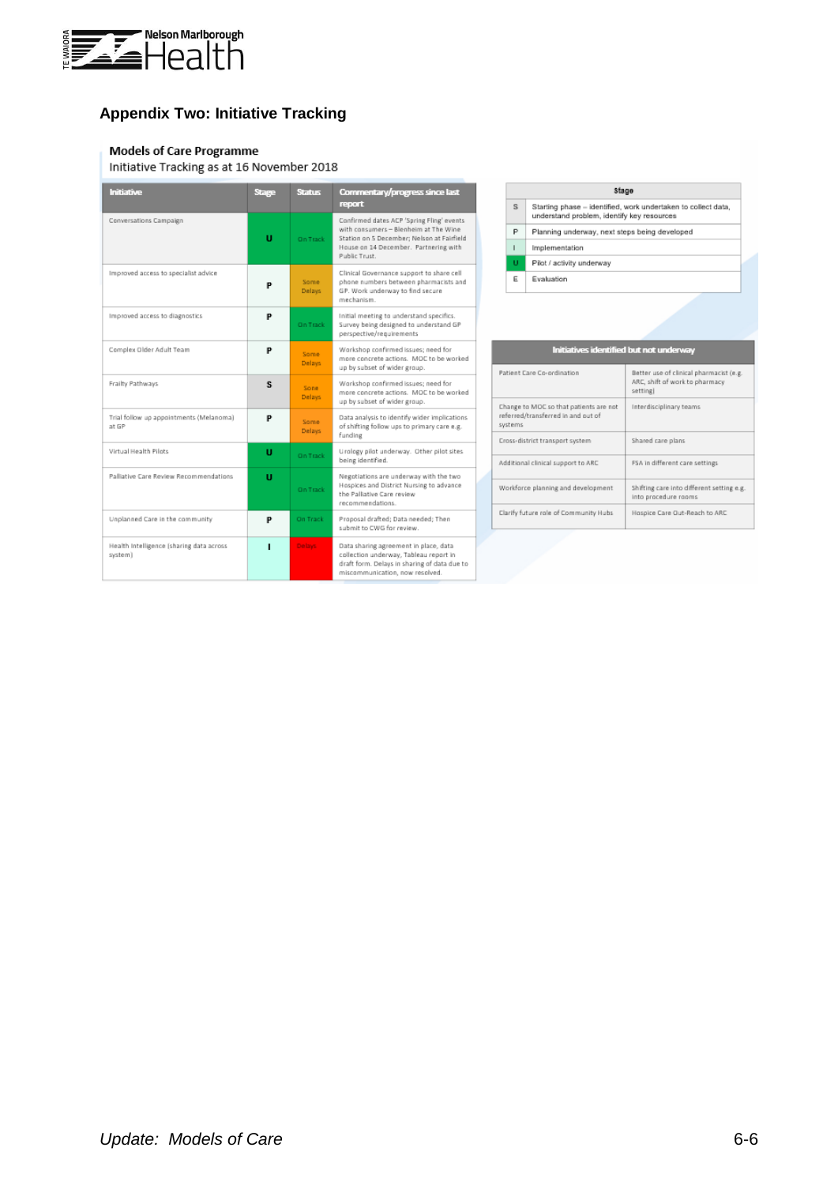## Appendix Two: Initiative Tracking

### Models of Care Programme

Initiative Tracking as at 16 November 2018

| Initiative | Stage | Status | Commentary/progress since last report |
|---|---|---|---|
| Conversations Campaign | U | On Track | Confirmed dates ACP 'Spring Fling' events with consumers – Blenheim at The Wine Station on 5 December; Nelson at Fairfield House on 14 December. Partnering with Public Trust. |
| Improved access to specialist advice | P | Some Delays | Clinical Governance support to share cell phone numbers between pharmacists and GP. Work underway to find secure mechanism. |
| Improved access to diagnostics | P | On Track | Initial meeting to understand specifics. Survey being designed to understand GP perspective/requirements |
| Complex Older Adult Team | P | Some Delays | Workshop confirmed issues; need for more concrete actions. MOC to be worked up by subset of wider group. |
| Frailty Pathways | S | Some Delays | Workshop confirmed issues; need for more concrete actions. MOC to be worked up by subset of wider group. |
| Trial follow up appointments (Melanoma) at GP | P | Some Delays | Data analysis to identify wider implications of shifting follow ups to primary care e.g. funding |
| Virtual Health Pilots | U | On Track | Urology pilot underway. Other pilot sites being identified. |
| Palliative Care Review Recommendations | U | On Track | Negotiations are underway with the two Hospices and District Nursing to advance the Palliative Care review recommendations. |
| Unplanned Care in the community | P | On Track | Proposal drafted; Data needed; Then submit to CWG for review. |
| Health Intelligence (sharing data across system) | I | Delays | Data sharing agreement in place, data collection underway, Tableau report in draft form. Delays in sharing of data due to miscommunication, now resolved. |

| Stage | |
|---|---|
| S | Starting phase – identified, work undertaken to collect data, understand problem, identify key resources |
| P | Planning underway, next steps being developed |
| I | Implementation |
| U | Pilot / activity underway |
| E | Evaluation |

| Initiatives identified but not underway | |
|---|---|
| Patient Care Co-ordination | Better use of clinical pharmacist (e.g. ARC, shift of work to pharmacy setting) |
| Change to MOC so that patients are not referred/transferred in and out of systems | Interdisciplinary teams |
| Cross-district transport system | Shared care plans |
| Additional clinical support to ARC | FSA in different care settings |
| Workforce planning and development | Shifting care into different setting e.g. into procedure rooms |
| Clarify future role of Community Hubs | Hospice Care Out-Reach to ARC |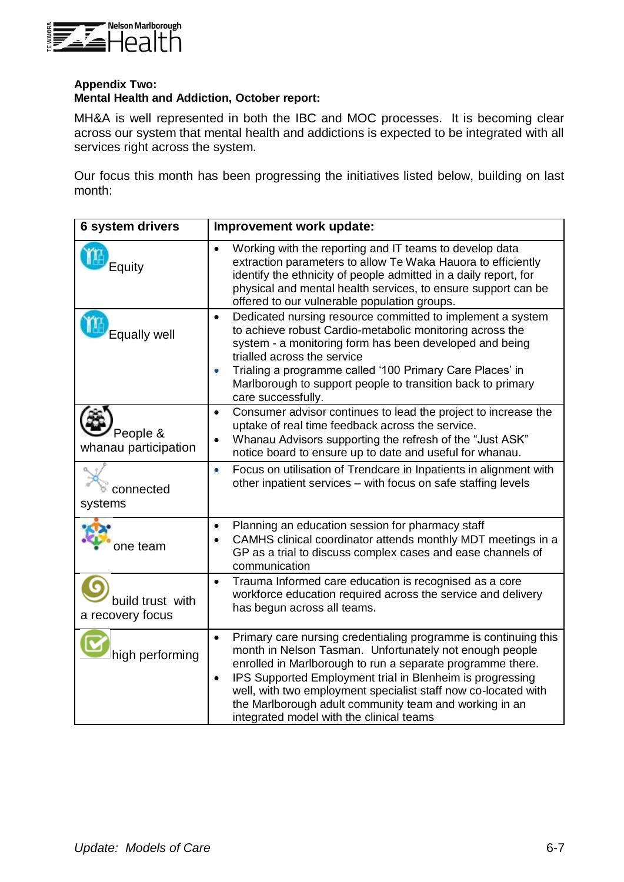**Appendix Two:**
**Mental Health and Addiction, October report:**

MH&A is well represented in both the IBC and MOC processes. It is becoming clear across our system that mental health and addictions is expected to be integrated with all services right across the system.

Our focus this month has been progressing the initiatives listed below, building on last month:

| 6 system drivers | Improvement work update: |
|---|---|
| Equity | • Working with the reporting and IT teams to develop data extraction parameters to allow Te Waka Hauora to efficiently identify the ethnicity of people admitted in a daily report, for physical and mental health services, to ensure support can be offered to our vulnerable population groups. |
| Equally well | • Dedicated nursing resource committed to implement a system to achieve robust Cardio-metabolic monitoring across the system - a monitoring form has been developed and being trialled across the service<br>• Trialing a programme called '100 Primary Care Places' in Marlborough to support people to transition back to primary care successfully. |
| People & whanau participation | • Consumer advisor continues to lead the project to increase the uptake of real time feedback across the service.<br>• Whanau Advisors supporting the refresh of the "Just ASK" notice board to ensure up to date and useful for whanau. |
| connected systems | • Focus on utilisation of Trendcare in Inpatients in alignment with other inpatient services – with focus on safe staffing levels |
| one team | • Planning an education session for pharmacy staff<br>• CAMHS clinical coordinator attends monthly MDT meetings in a GP as a trial to discuss complex cases and ease channels of communication |
| build trust with a recovery focus | • Trauma Informed care education is recognised as a core workforce education required across the service and delivery has begun across all teams. |
| high performing | • Primary care nursing credentialing programme is continuing this month in Nelson Tasman. Unfortunately not enough people enrolled in Marlborough to run a separate programme there.<br>• IPS Supported Employment trial in Blenheim is progressing well, with two employment specialist staff now co-located with the Marlborough adult community team and working in an integrated model with the clinical teams |